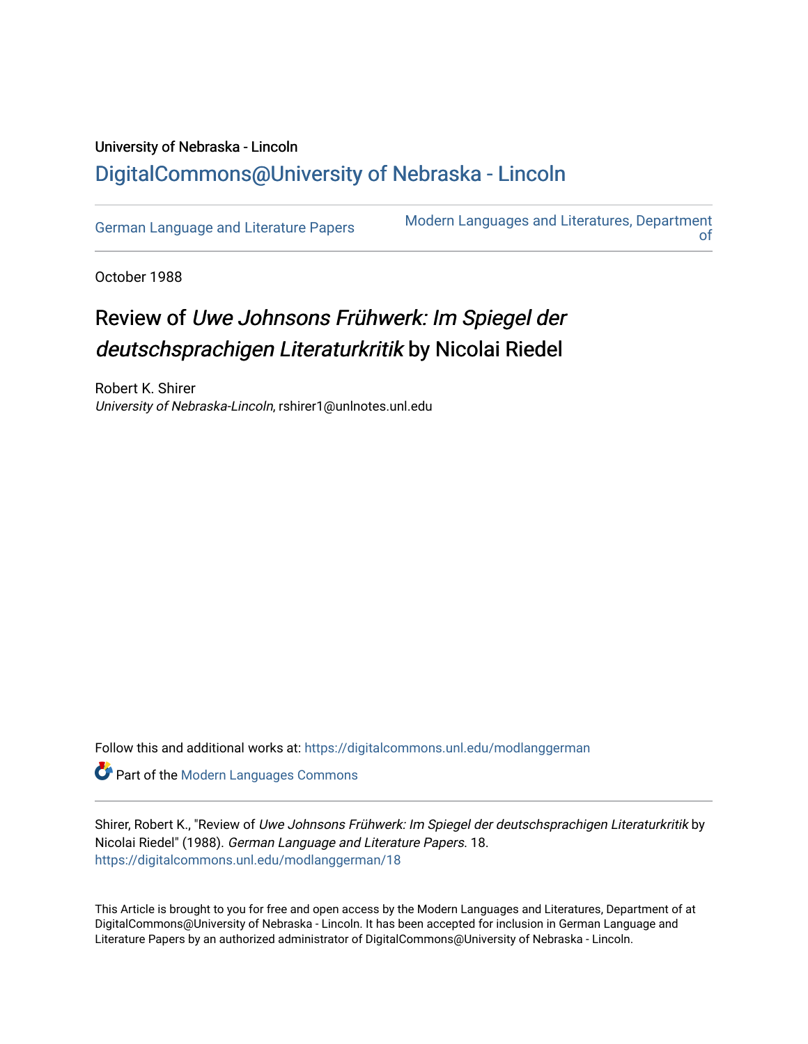University of Nebraska - Lincoln

# DigitalCommons@University of Nebraska - Lincoln

German Language and Literature Papers

Modern Languages and Literatures, Department of

October 1988

## Review of *Uwe Johnsons Frühwerk: Im Spiegel der deutschsprachigen Literaturkritik* by Nicolai Riedel

Robert K. Shirer
*University of Nebraska-Lincoln*, rshirer1@unlnotes.unl.edu

Follow this and additional works at: https://digitalcommons.unl.edu/modlanggerman

Part of the Modern Languages Commons

Shirer, Robert K., "Review of *Uwe Johnsons Frühwerk: Im Spiegel der deutschsprachigen Literaturkritik* by Nicolai Riedel" (1988). *German Language and Literature Papers*. 18.
https://digitalcommons.unl.edu/modlanggerman/18

This Article is brought to you for free and open access by the Modern Languages and Literatures, Department of at DigitalCommons@University of Nebraska - Lincoln. It has been accepted for inclusion in German Language and Literature Papers by an authorized administrator of DigitalCommons@University of Nebraska - Lincoln.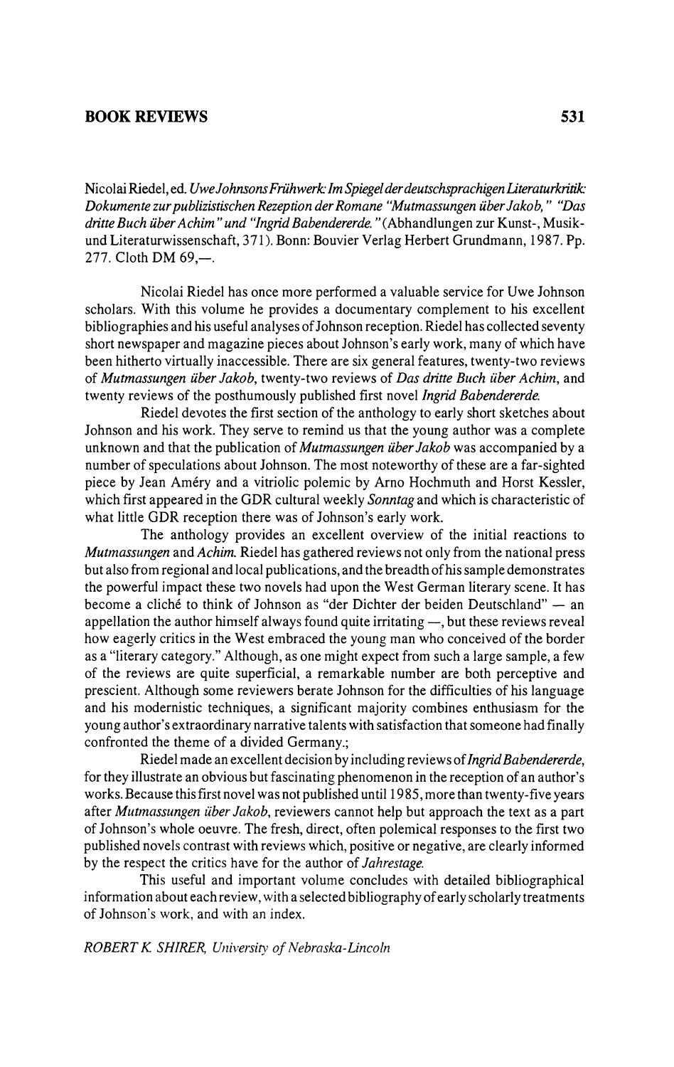Nicolai Riedel, ed. *Uwe Johnsons Frühwerk: Im Spiegel der deutschsprachigen Literaturkritik: Dokumente zur publizistischen Rezeption der Romane "Mutmassungen über Jakob," "Das dritte Buch über Achim" und "Ingrid Babendererde."* (Abhandlungen zur Kunst-, Musik- und Literaturwissenschaft, 371). Bonn: Bouvier Verlag Herbert Grundmann, 1987. Pp. 277. Cloth DM 69,—.

Nicolai Riedel has once more performed a valuable service for Uwe Johnson scholars. With this volume he provides a documentary complement to his excellent bibliographies and his useful analyses of Johnson reception. Riedel has collected seventy short newspaper and magazine pieces about Johnson's early work, many of which have been hitherto virtually inaccessible. There are six general features, twenty-two reviews of *Mutmassungen über Jakob*, twenty-two reviews of *Das dritte Buch über Achim*, and twenty reviews of the posthumously published first novel *Ingrid Babendererde.*

Riedel devotes the first section of the anthology to early short sketches about Johnson and his work. They serve to remind us that the young author was a complete unknown and that the publication of *Mutmassungen über Jakob* was accompanied by a number of speculations about Johnson. The most noteworthy of these are a far-sighted piece by Jean Améry and a vitriolic polemic by Arno Hochmuth and Horst Kessler, which first appeared in the GDR cultural weekly *Sonntag* and which is characteristic of what little GDR reception there was of Johnson's early work.

The anthology provides an excellent overview of the initial reactions to *Mutmassungen* and *Achim.* Riedel has gathered reviews not only from the national press but also from regional and local publications, and the breadth of his sample demonstrates the powerful impact these two novels had upon the West German literary scene. It has become a cliché to think of Johnson as "der Dichter der beiden Deutschland" — an appellation the author himself always found quite irritating —, but these reviews reveal how eagerly critics in the West embraced the young man who conceived of the border as a "literary category." Although, as one might expect from such a large sample, a few of the reviews are quite superficial, a remarkable number are both perceptive and prescient. Although some reviewers berate Johnson for the difficulties of his language and his modernistic techniques, a significant majority combines enthusiasm for the young author's extraordinary narrative talents with satisfaction that someone had finally confronted the theme of a divided Germany.;

Riedel made an excellent decision by including reviews of *Ingrid Babendererde*, for they illustrate an obvious but fascinating phenomenon in the reception of an author's works. Because this first novel was not published until 1985, more than twenty-five years after *Mutmassungen über Jakob*, reviewers cannot help but approach the text as a part of Johnson's whole oeuvre. The fresh, direct, often polemical responses to the first two published novels contrast with reviews which, positive or negative, are clearly informed by the respect the critics have for the author of *Jahrestage.*

This useful and important volume concludes with detailed bibliographical information about each review, with a selected bibliography of early scholarly treatments of Johnson's work, and with an index.

*ROBERT K. SHIRER, University of Nebraska-Lincoln*